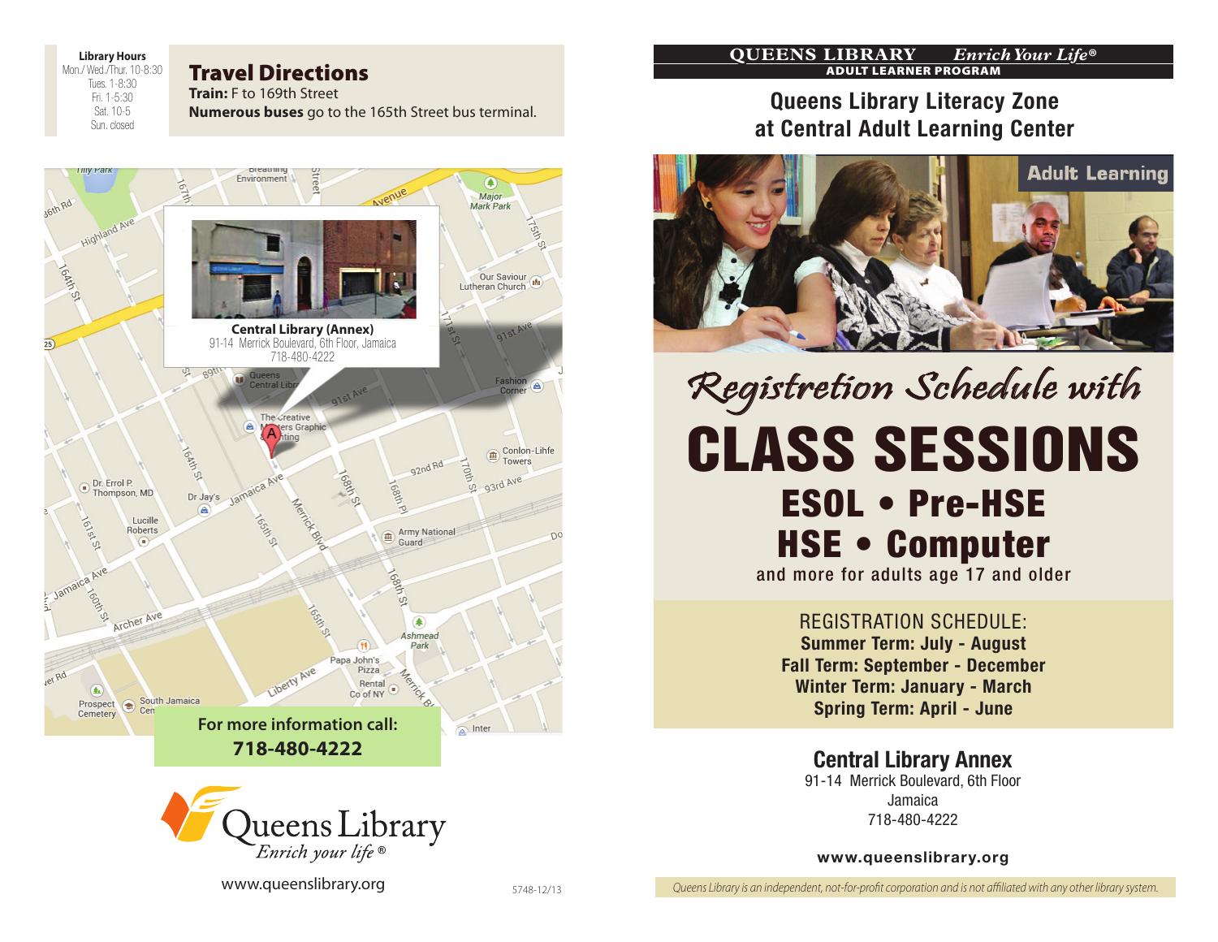**Library Hours**
Mon./ Wed./Thur. 10-8:30
Tues. 1-8:30
Fri. 1-5:30
Sat. 10-5
Sun. closed

## Travel Directions

**Train:** F to 169th Street
**Numerous buses** go to the 165th Street bus terminal.

**Central Library (Annex)**
91-14 Merrick Boulevard, 6th Floor, Jamaica
718-480-4222

**For more information call:**
**718-480-4222**

Queens Library
*Enrich your life®*

www.queenslibrary.org

5748-12/13

**QUEENS LIBRARY** *Enrich Your Life®*
**ADULT LEARNER PROGRAM**

## Queens Library Literacy Zone at Central Adult Learning Center

Adult Learning

*Registretion Schedule with*

# CLASS SESSIONS

## ESOL • Pre-HSE
## HSE • Computer

and more for adults age 17 and older

REGISTRATION SCHEDULE:
**Summer Term: July - August**
**Fall Term: September - December**
**Winter Term: January - March**
**Spring Term: April - June**

### Central Library Annex

91-14 Merrick Boulevard, 6th Floor
Jamaica
718-480-4222

**www.queenslibrary.org**

*Queens Library is an independent, not-for-profit corporation and is not affiliated with any other library system.*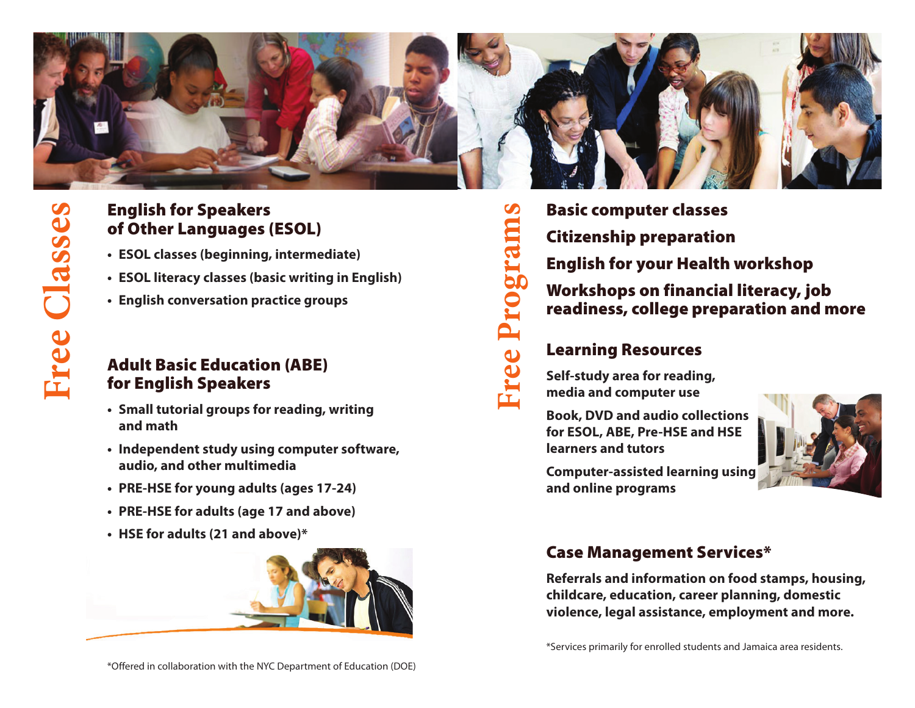# Free Classes

## English for Speakers of Other Languages (ESOL)

- ESOL classes (beginning, intermediate)
- ESOL literacy classes (basic writing in English)
- English conversation practice groups

## Adult Basic Education (ABE) for English Speakers

- Small tutorial groups for reading, writing and math
- Independent study using computer software, audio, and other multimedia
- PRE-HSE for young adults (ages 17-24)
- PRE-HSE for adults (age 17 and above)
- HSE for adults (21 and above)*

*Offered in collaboration with the NYC Department of Education (DOE)

# Free Programs

## Basic computer classes

## Citizenship preparation

## English for your Health workshop

## Workshops on financial literacy, job readiness, college preparation and more

## Learning Resources

Self-study area for reading, media and computer use

Book, DVD and audio collections for ESOL, ABE, Pre-HSE and HSE learners and tutors

Computer-assisted learning using and online programs

## Case Management Services*

Referrals and information on food stamps, housing, childcare, education, career planning, domestic violence, legal assistance, employment and more.

*Services primarily for enrolled students and Jamaica area residents.